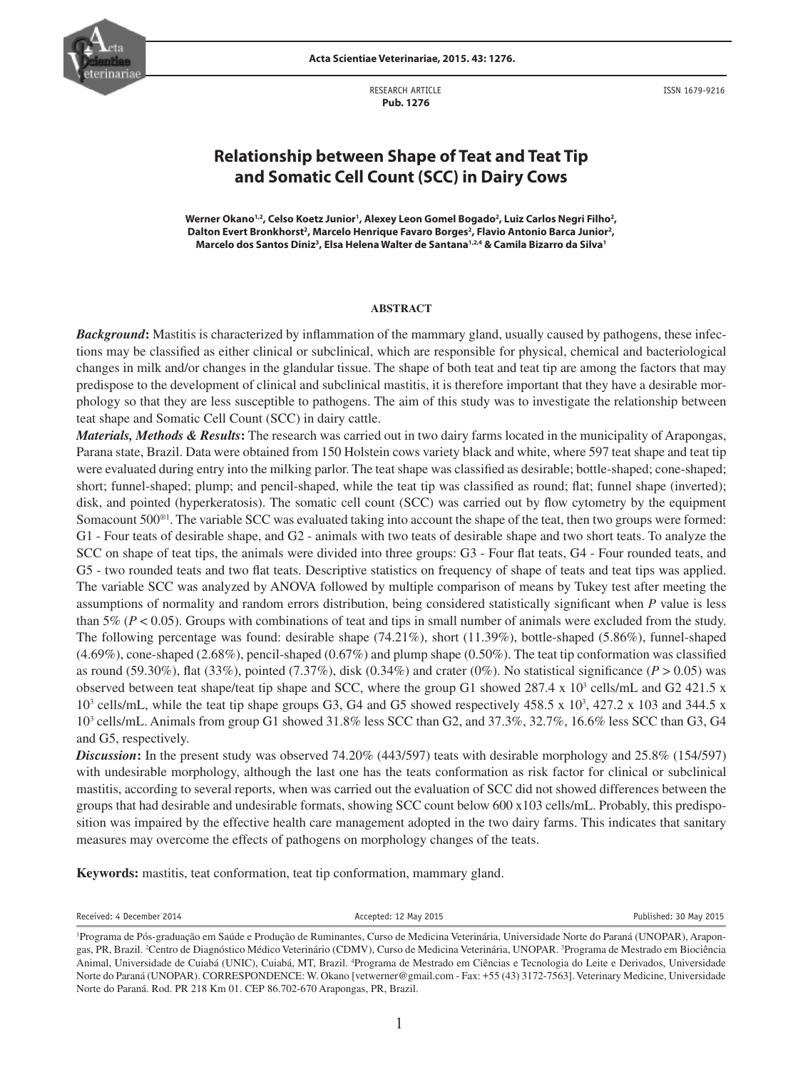RESEARCH ARTICLE
**Pub. 1276**

ISSN 1679-9216

# Relationship between Shape of Teat and Teat Tip and Somatic Cell Count (SCC) in Dairy Cows

**Werner Okano[1,2], Celso Koetz Junior[1], Alexey Leon Gomel Bogado[2], Luiz Carlos Negri Filho[2], Dalton Evert Bronkhorst[2], Marcelo Henrique Favaro Borges[2], Flavio Antonio Barca Junior[2], Marcelo dos Santos Diniz[3], Elsa Helena Walter de Santana[1,2,4] & Camila Bizarro da Silva[1]**

## ABSTRACT

***Background*:** Mastitis is characterized by inflammation of the mammary gland, usually caused by pathogens, these infections may be classified as either clinical or subclinical, which are responsible for physical, chemical and bacteriological changes in milk and/or changes in the glandular tissue. The shape of both teat and teat tip are among the factors that may predispose to the development of clinical and subclinical mastitis, it is therefore important that they have a desirable morphology so that they are less susceptible to pathogens. The aim of this study was to investigate the relationship between teat shape and Somatic Cell Count (SCC) in dairy cattle.

***Materials, Methods & Results*:** The research was carried out in two dairy farms located in the municipality of Arapongas, Parana state, Brazil. Data were obtained from 150 Holstein cows variety black and white, where 597 teat shape and teat tip were evaluated during entry into the milking parlor. The teat shape was classified as desirable; bottle-shaped; cone-shaped; short; funnel-shaped; plump; and pencil-shaped, while the teat tip was classified as round; flat; funnel shape (inverted); disk, and pointed (hyperkeratosis). The somatic cell count (SCC) was carried out by flow cytometry by the equipment Somacount 500®[1]. The variable SCC was evaluated taking into account the shape of the teat, then two groups were formed: G1 - Four teats of desirable shape, and G2 - animals with two teats of desirable shape and two short teats. To analyze the SCC on shape of teat tips, the animals were divided into three groups: G3 - Four flat teats, G4 - Four rounded teats, and G5 - two rounded teats and two flat teats. Descriptive statistics on frequency of shape of teats and teat tips was applied. The variable SCC was analyzed by ANOVA followed by multiple comparison of means by Tukey test after meeting the assumptions of normality and random errors distribution, being considered statistically significant when *P* value is less than 5% ($P < 0.05$). Groups with combinations of teat and tips in small number of animals were excluded from the study. The following percentage was found: desirable shape (74.21%), short (11.39%), bottle-shaped (5.86%), funnel-shaped (4.69%), cone-shaped (2.68%), pencil-shaped (0.67%) and plump shape (0.50%). The teat tip conformation was classified as round (59.30%), flat (33%), pointed (7.37%), disk (0.34%) and crater (0%). No statistical significance ($P > 0.05$) was observed between teat shape/teat tip shape and SCC, where the group G1 showed 287.4 x $10^3$ cells/mL and G2 421.5 x $10^3$ cells/mL, while the teat tip shape groups G3, G4 and G5 showed respectively 458.5 x $10^3$, 427.2 x 103 and 344.5 x $10^3$ cells/mL. Animals from group G1 showed 31.8% less SCC than G2, and 37.3%, 32.7%, 16.6% less SCC than G3, G4 and G5, respectively.

***Discussion*:** In the present study was observed 74.20% (443/597) teats with desirable morphology and 25.8% (154/597) with undesirable morphology, although the last one has the teats conformation as risk factor for clinical or subclinical mastitis, according to several reports, when was carried out the evaluation of SCC did not showed differences between the groups that had desirable and undesirable formats, showing SCC count below 600 x103 cells/mL. Probably, this predisposition was impaired by the effective health care management adopted in the two dairy farms. This indicates that sanitary measures may overcome the effects of pathogens on morphology changes of the teats.

**Keywords:** mastitis, teat conformation, teat tip conformation, mammary gland.

Received: 4 December 2014 | Accepted: 12 May 2015 | Published: 30 May 2015

[1]Programa de Pós-graduação em Saúde e Produção de Ruminantes, Curso de Medicina Veterinária, Universidade Norte do Paraná (UNOPAR), Arapongas, PR, Brazil. [2]Centro de Diagnóstico Médico Veterinário (CDMV), Curso de Medicina Veterinária, UNOPAR. [3]Programa de Mestrado em Biociência Animal, Universidade de Cuiabá (UNIC), Cuiabá, MT, Brazil. [4]Programa de Mestrado em Ciências e Tecnologia do Leite e Derivados, Universidade Norte do Paraná (UNOPAR). CORRESPONDENCE: W. Okano [vetwerner@gmail.com - Fax: +55 (43) 3172-7563]. Veterinary Medicine, Universidade Norte do Paraná. Rod. PR 218 Km 01. CEP 86.702-670 Arapongas, PR, Brazil.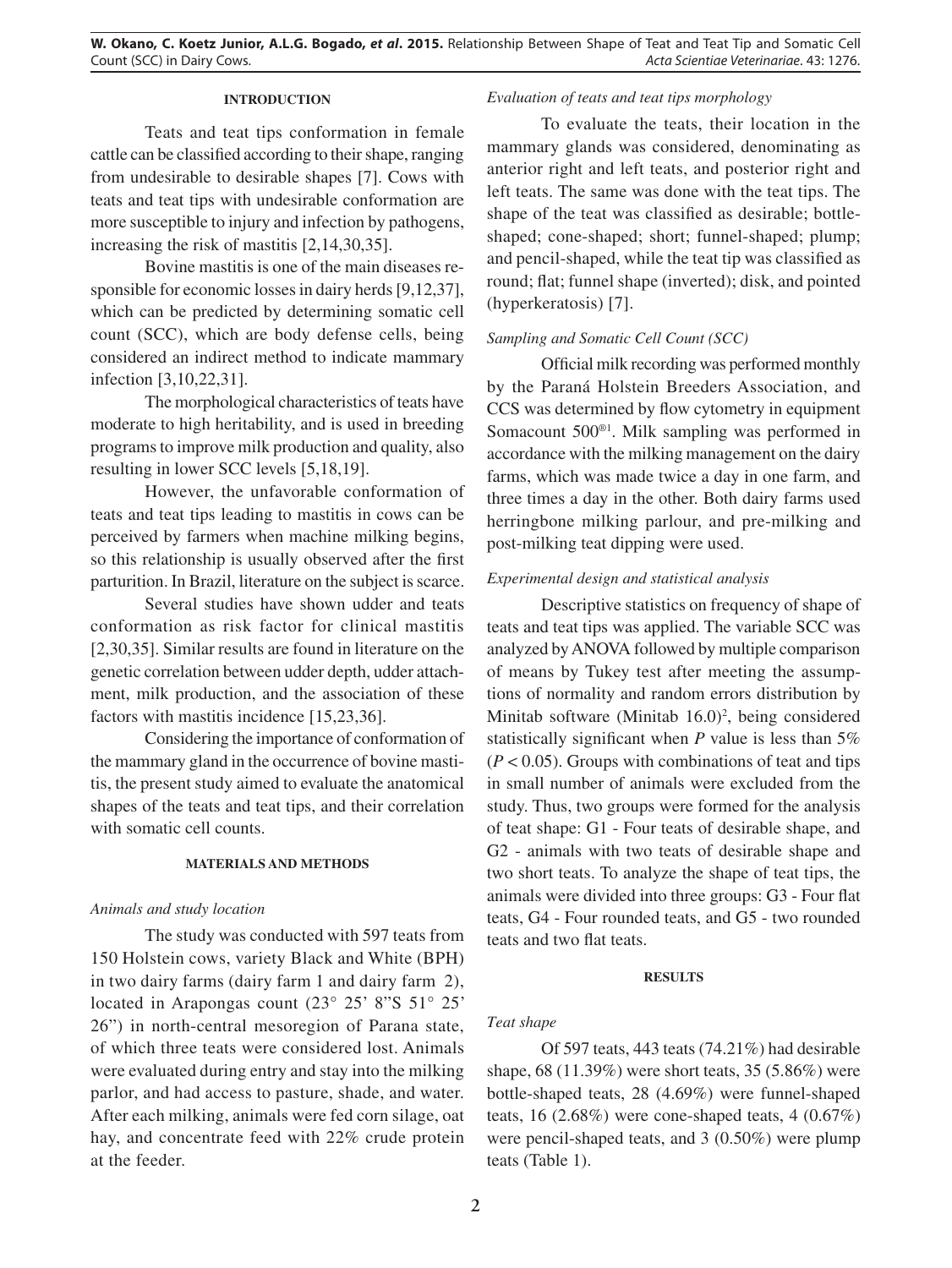## INTRODUCTION

Teats and teat tips conformation in female cattle can be classified according to their shape, ranging from undesirable to desirable shapes [7]. Cows with teats and teat tips with undesirable conformation are more susceptible to injury and infection by pathogens, increasing the risk of mastitis [2,14,30,35].

Bovine mastitis is one of the main diseases responsible for economic losses in dairy herds [9,12,37], which can be predicted by determining somatic cell count (SCC), which are body defense cells, being considered an indirect method to indicate mammary infection [3,10,22,31].

The morphological characteristics of teats have moderate to high heritability, and is used in breeding programs to improve milk production and quality, also resulting in lower SCC levels [5,18,19].

However, the unfavorable conformation of teats and teat tips leading to mastitis in cows can be perceived by farmers when machine milking begins, so this relationship is usually observed after the first parturition. In Brazil, literature on the subject is scarce.

Several studies have shown udder and teats conformation as risk factor for clinical mastitis [2,30,35]. Similar results are found in literature on the genetic correlation between udder depth, udder attachment, milk production, and the association of these factors with mastitis incidence [15,23,36].

Considering the importance of conformation of the mammary gland in the occurrence of bovine mastitis, the present study aimed to evaluate the anatomical shapes of the teats and teat tips, and their correlation with somatic cell counts.

## MATERIALS AND METHODS

### *Animals and study location*

The study was conducted with 597 teats from 150 Holstein cows, variety Black and White (BPH) in two dairy farms (dairy farm 1 and dairy farm 2), located in Arapongas count (23° 25' 8"S 51° 25' 26") in north-central mesoregion of Parana state, of which three teats were considered lost. Animals were evaluated during entry and stay into the milking parlor, and had access to pasture, shade, and water. After each milking, animals were fed corn silage, oat hay, and concentrate feed with 22% crude protein at the feeder.

### *Evaluation of teats and teat tips morphology*

To evaluate the teats, their location in the mammary glands was considered, denominating as anterior right and left teats, and posterior right and left teats. The same was done with the teat tips. The shape of the teat was classified as desirable; bottle-shaped; cone-shaped; short; funnel-shaped; plump; and pencil-shaped, while the teat tip was classified as round; flat; funnel shape (inverted); disk, and pointed (hyperkeratosis) [7].

### *Sampling and Somatic Cell Count (SCC)*

Official milk recording was performed monthly by the Paraná Holstein Breeders Association, and CCS was determined by flow cytometry in equipment Somacount 500®[1]. Milk sampling was performed in accordance with the milking management on the dairy farms, which was made twice a day in one farm, and three times a day in the other. Both dairy farms used herringbone milking parlour, and pre-milking and post-milking teat dipping were used.

### *Experimental design and statistical analysis*

Descriptive statistics on frequency of shape of teats and teat tips was applied. The variable SCC was analyzed by ANOVA followed by multiple comparison of means by Tukey test after meeting the assumptions of normality and random errors distribution by Minitab software (Minitab 16.0)[2], being considered statistically significant when *P* value is less than 5% ($P < 0.05$). Groups with combinations of teat and tips in small number of animals were excluded from the study. Thus, two groups were formed for the analysis of teat shape: G1 - Four teats of desirable shape, and G2 - animals with two teats of desirable shape and two short teats. To analyze the shape of teat tips, the animals were divided into three groups: G3 - Four flat teats, G4 - Four rounded teats, and G5 - two rounded teats and two flat teats.

## RESULTS

### *Teat shape*

Of 597 teats, 443 teats (74.21%) had desirable shape, 68 (11.39%) were short teats, 35 (5.86%) were bottle-shaped teats, 28 (4.69%) were funnel-shaped teats, 16 (2.68%) were cone-shaped teats, 4 (0.67%) were pencil-shaped teats, and 3 (0.50%) were plump teats (Table 1).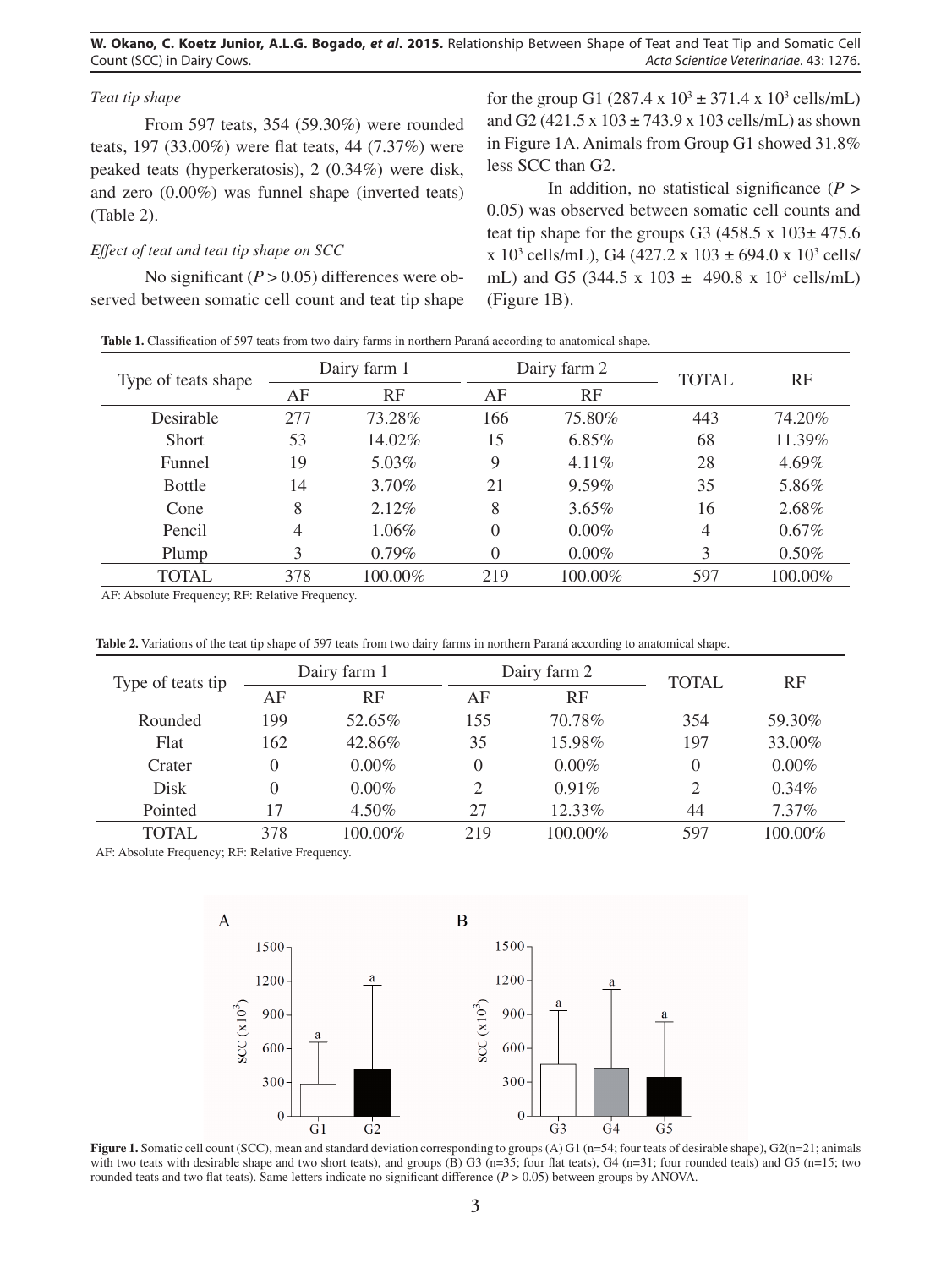### *Teat tip shape*

From 597 teats, 354 (59.30%) were rounded teats, 197 (33.00%) were flat teats, 44 (7.37%) were peaked teats (hyperkeratosis), 2 (0.34%) were disk, and zero (0.00%) was funnel shape (inverted teats) (Table 2).

### *Effect of teat and teat tip shape on SCC*

No significant ($P > 0.05$) differences were observed between somatic cell count and teat tip shape for the group G1 ($287.4 \times 10^3 \pm 371.4 \times 10^3$ cells/mL) and G2 ($421.5 \times 103 \pm 743.9 \times 103$ cells/mL) as shown in Figure 1A. Animals from Group G1 showed 31.8% less SCC than G2.

In addition, no statistical significance ($P > 0.05$) was observed between somatic cell counts and teat tip shape for the groups G3 ($458.5 \times 103 \pm 475.6 \times 10^3$ cells/mL), G4 ($427.2 \times 103 \pm 694.0 \times 10^3$ cells/mL) and G5 ($344.5 \times 103 \pm 490.8 \times 10^3$ cells/mL) (Figure 1B).

**Table 1.** Classification of 597 teats from two dairy farms in northern Paraná according to anatomical shape.

| Type of teats shape | Dairy farm 1 | | Dairy farm 2 | | TOTAL | RF |
|---|---|---|---|---|---|---|
| | AF | RF | AF | RF | | |
| Desirable | 277 | 73.28% | 166 | 75.80% | 443 | 74.20% |
| Short | 53 | 14.02% | 15 | 6.85% | 68 | 11.39% |
| Funnel | 19 | 5.03% | 9 | 4.11% | 28 | 4.69% |
| Bottle | 14 | 3.70% | 21 | 9.59% | 35 | 5.86% |
| Cone | 8 | 2.12% | 8 | 3.65% | 16 | 2.68% |
| Pencil | 4 | 1.06% | 0 | 0.00% | 4 | 0.67% |
| Plump | 3 | 0.79% | 0 | 0.00% | 3 | 0.50% |
| TOTAL | 378 | 100.00% | 219 | 100.00% | 597 | 100.00% |

AF: Absolute Frequency; RF: Relative Frequency.

**Table 2.** Variations of the teat tip shape of 597 teats from two dairy farms in northern Paraná according to anatomical shape.

| Type of teats tip | Dairy farm 1 | | Dairy farm 2 | | TOTAL | RF |
|---|---|---|---|---|---|---|
| | AF | RF | AF | RF | | |
| Rounded | 199 | 52.65% | 155 | 70.78% | 354 | 59.30% |
| Flat | 162 | 42.86% | 35 | 15.98% | 197 | 33.00% |
| Crater | 0 | 0.00% | 0 | 0.00% | 0 | 0.00% |
| Disk | 0 | 0.00% | 2 | 0.91% | 2 | 0.34% |
| Pointed | 17 | 4.50% | 27 | 12.33% | 44 | 7.37% |
| TOTAL | 378 | 100.00% | 219 | 100.00% | 597 | 100.00% |

AF: Absolute Frequency; RF: Relative Frequency.

**Figure 1.** Somatic cell count (SCC), mean and standard deviation corresponding to groups (A) G1 (n=54; four teats of desirable shape), G2(n=21; animals with two teats with desirable shape and two short teats), and groups (B) G3 (n=35; four flat teats), G4 (n=31; four rounded teats) and G5 (n=15; two rounded teats and two flat teats). Same letters indicate no significant difference ($P > 0.05$) between groups by ANOVA.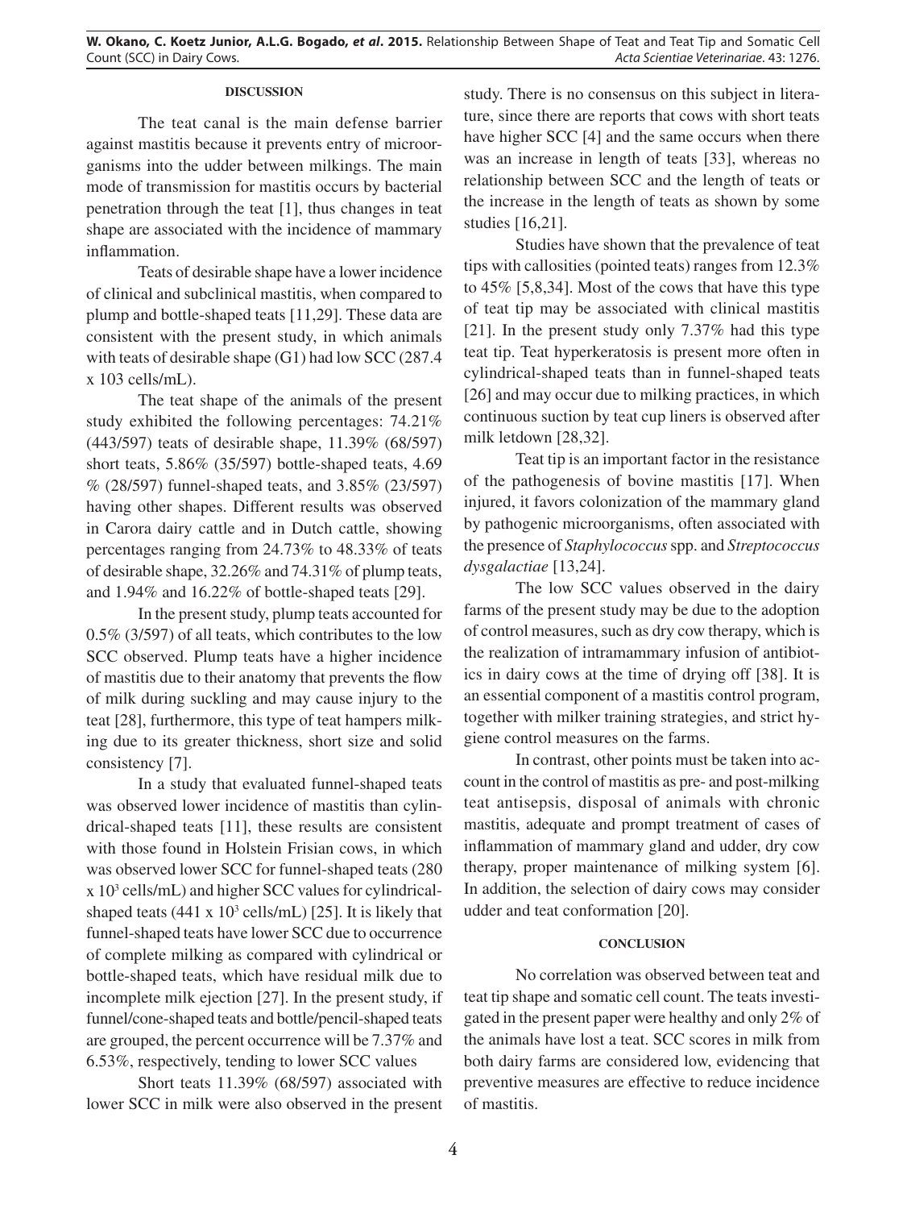## DISCUSSION

The teat canal is the main defense barrier against mastitis because it prevents entry of microorganisms into the udder between milkings. The main mode of transmission for mastitis occurs by bacterial penetration through the teat [1], thus changes in teat shape are associated with the incidence of mammary inflammation.

Teats of desirable shape have a lower incidence of clinical and subclinical mastitis, when compared to plump and bottle-shaped teats [11,29]. These data are consistent with the present study, in which animals with teats of desirable shape (G1) had low SCC (287.4 x 103 cells/mL).

The teat shape of the animals of the present study exhibited the following percentages: 74.21% (443/597) teats of desirable shape, 11.39% (68/597) short teats, 5.86% (35/597) bottle-shaped teats, 4.69 % (28/597) funnel-shaped teats, and 3.85% (23/597) having other shapes. Different results was observed in Carora dairy cattle and in Dutch cattle, showing percentages ranging from 24.73% to 48.33% of teats of desirable shape, 32.26% and 74.31% of plump teats, and 1.94% and 16.22% of bottle-shaped teats [29].

In the present study, plump teats accounted for 0.5% (3/597) of all teats, which contributes to the low SCC observed. Plump teats have a higher incidence of mastitis due to their anatomy that prevents the flow of milk during suckling and may cause injury to the teat [28], furthermore, this type of teat hampers milking due to its greater thickness, short size and solid consistency [7].

In a study that evaluated funnel-shaped teats was observed lower incidence of mastitis than cylindrical-shaped teats [11], these results are consistent with those found in Holstein Frisian cows, in which was observed lower SCC for funnel-shaped teats (280 x $10^3$ cells/mL) and higher SCC values for cylindrical-shaped teats (441 x $10^3$ cells/mL) [25]. It is likely that funnel-shaped teats have lower SCC due to occurrence of complete milking as compared with cylindrical or bottle-shaped teats, which have residual milk due to incomplete milk ejection [27]. In the present study, if funnel/cone-shaped teats and bottle/pencil-shaped teats are grouped, the percent occurrence will be 7.37% and 6.53%, respectively, tending to lower SCC values

Short teats 11.39% (68/597) associated with lower SCC in milk were also observed in the present study. There is no consensus on this subject in literature, since there are reports that cows with short teats have higher SCC [4] and the same occurs when there was an increase in length of teats [33], whereas no relationship between SCC and the length of teats or the increase in the length of teats as shown by some studies [16,21].

Studies have shown that the prevalence of teat tips with callosities (pointed teats) ranges from 12.3% to 45% [5,8,34]. Most of the cows that have this type of teat tip may be associated with clinical mastitis [21]. In the present study only 7.37% had this type teat tip. Teat hyperkeratosis is present more often in cylindrical-shaped teats than in funnel-shaped teats [26] and may occur due to milking practices, in which continuous suction by teat cup liners is observed after milk letdown [28,32].

Teat tip is an important factor in the resistance of the pathogenesis of bovine mastitis [17]. When injured, it favors colonization of the mammary gland by pathogenic microorganisms, often associated with the presence of *Staphylococcus* spp. and *Streptococcus dysgalactiae* [13,24].

The low SCC values observed in the dairy farms of the present study may be due to the adoption of control measures, such as dry cow therapy, which is the realization of intramammary infusion of antibiotics in dairy cows at the time of drying off [38]. It is an essential component of a mastitis control program, together with milker training strategies, and strict hygiene control measures on the farms.

In contrast, other points must be taken into account in the control of mastitis as pre- and post-milking teat antisepsis, disposal of animals with chronic mastitis, adequate and prompt treatment of cases of inflammation of mammary gland and udder, dry cow therapy, proper maintenance of milking system [6]. In addition, the selection of dairy cows may consider udder and teat conformation [20].

## CONCLUSION

No correlation was observed between teat and teat tip shape and somatic cell count. The teats investigated in the present paper were healthy and only 2% of the animals have lost a teat. SCC scores in milk from both dairy farms are considered low, evidencing that preventive measures are effective to reduce incidence of mastitis.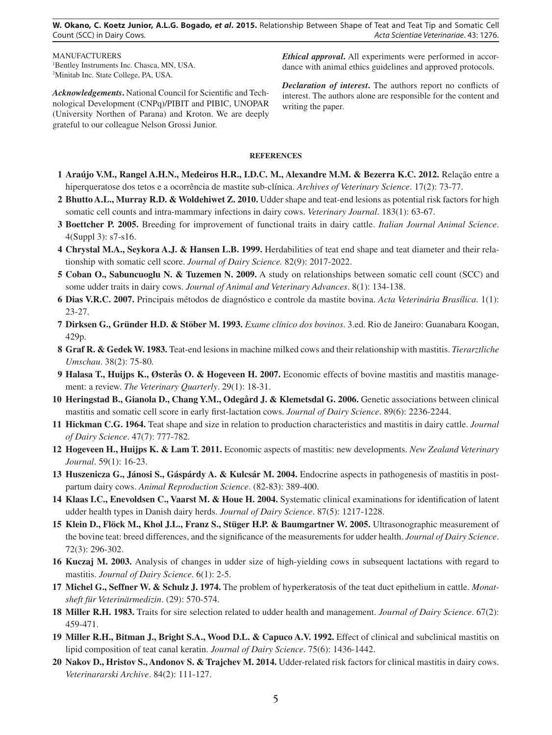MANUFACTURERS

[1]Bentley Instruments Inc. Chasca, MN, USA.

[2]Minitab Inc. State College, PA, USA.

***Acknowledgements*.** National Council for Scientific and Technological Development (CNPq)/PIBIT and PIBIC, UNOPAR (University Northen of Parana) and Kroton. We are deeply grateful to our colleague Nelson Grossi Junior.

***Ethical approval*.** All experiments were performed in accordance with animal ethics guidelines and approved protocols.

***Declaration of interest*.** The authors report no conflicts of interest. The authors alone are responsible for the content and writing the paper.

**REFERENCES**

1 **Araújo V.M., Rangel A.H.N., Medeiros H.R., I.D.C. M., Alexandre M.M. & Bezerra K.C. 2012.** Relação entre a hiperqueratose dos tetos e a ocorrência de mastite sub-clínica. *Archives of Veterinary Science*. 17(2): 73-77.

2 **Bhutto A.L., Murray R.D. & Woldehiwet Z. 2010.** Udder shape and teat-end lesions as potential risk factors for high somatic cell counts and intra-mammary infections in dairy cows. *Veterinary Journal*. 183(1): 63-67.

3 **Boettcher P. 2005.** Breeding for improvement of functional traits in dairy cattle. *Italian Journal Animal Science*. 4(Suppl 3): s7-s16.

4 **Chrystal M.A., Seykora A.J. & Hansen L.B. 1999.** Herdabilities of teat end shape and teat diameter and their relationship with somatic cell score. *Journal of Dairy Science.* 82(9): 2017-2022.

5 **Coban O., Sabuncuoglu N. & Tuzemen N. 2009.** A study on relationships between somatic cell count (SCC) and some udder traits in dairy cows. *Journal of Animal and Veterinary Advances*. 8(1): 134-138.

6 **Dias V.R.C. 2007.** Principais métodos de diagnóstico e controle da mastite bovina. *Acta Veterinária Brasílica*. 1(1): 23-27.

7 **Dirksen G., Gründer H.D. & Stöber M. 1993.** *Exame clínico dos bovinos*. 3.ed. Rio de Janeiro: Guanabara Koogan, 429p.

8 **Graf R. & Gedek W. 1983.** Teat-end lesions in machine milked cows and their relationship with mastitis. *Tierarztliche Umschau*. 38(2): 75-80.

9 **Halasa T., Huijps K., Østerås O. & Hogeveen H. 2007.** Economic effects of bovine mastitis and mastitis management: a review. *The Veterinary Quarterly*. 29(1): 18-31.

10 **Heringstad B., Gianola D., Chang Y.M., Odegård J. & Klemetsdal G. 2006.** Genetic associations between clinical mastitis and somatic cell score in early first-lactation cows. *Journal of Dairy Science*. 89(6): 2236-2244.

11 **Hickman C.G. 1964.** Teat shape and size in relation to production characteristics and mastitis in dairy cattle. *Journal of Dairy Science*. 47(7): 777-782.

12 **Hogeveen H., Huijps K. & Lam T. 2011.** Economic aspects of mastitis: new developments. *New Zealand Veterinary Journal*. 59(1): 16-23.

13 **Huszenicza G., Jánosi S., Gáspárdy A. & Kulcsár M. 2004.** Endocrine aspects in pathogenesis of mastitis in postpartum dairy cows. *Animal Reproduction Science*. (82-83): 389-400.

14 **Klaas I.C., Enevoldsen C., Vaarst M. & Houe H. 2004.** Systematic clinical examinations for identification of latent udder health types in Danish dairy herds. *Journal of Dairy Science*. 87(5): 1217-1228.

15 **Klein D., Flöck M., Khol J.L., Franz S., Stüger H.P. & Baumgartner W. 2005.** Ultrasonographic measurement of the bovine teat: breed differences, and the significance of the measurements for udder health. *Journal of Dairy Science*. 72(3): 296-302.

16 **Kuczaj M. 2003.** Analysis of changes in udder size of high-yielding cows in subsequent lactations with regard to mastitis. *Journal of Dairy Science*. 6(1): 2-5.

17 **Michel G., Seffner W. & Schulz J. 1974.** The problem of hyperkeratosis of the teat duct epithelium in cattle. *Monatsheft für Veterinärmedizin*. (29): 570-574.

18 **Miller R.H. 1983.** Traits for sire selection related to udder health and management. *Journal of Dairy Science*. 67(2): 459-471.

19 **Miller R.H., Bitman J., Bright S.A., Wood D.L. & Capuco A.V. 1992.** Effect of clinical and subclinical mastitis on lipid composition of teat canal keratin. *Journal of Dairy Science*. 75(6): 1436-1442.

20 **Nakov D., Hristov S., Andonov S. & Trajchev M. 2014.** Udder-related risk factors for clinical mastitis in dairy cows. *Veterinararski Archive*. 84(2): 111-127.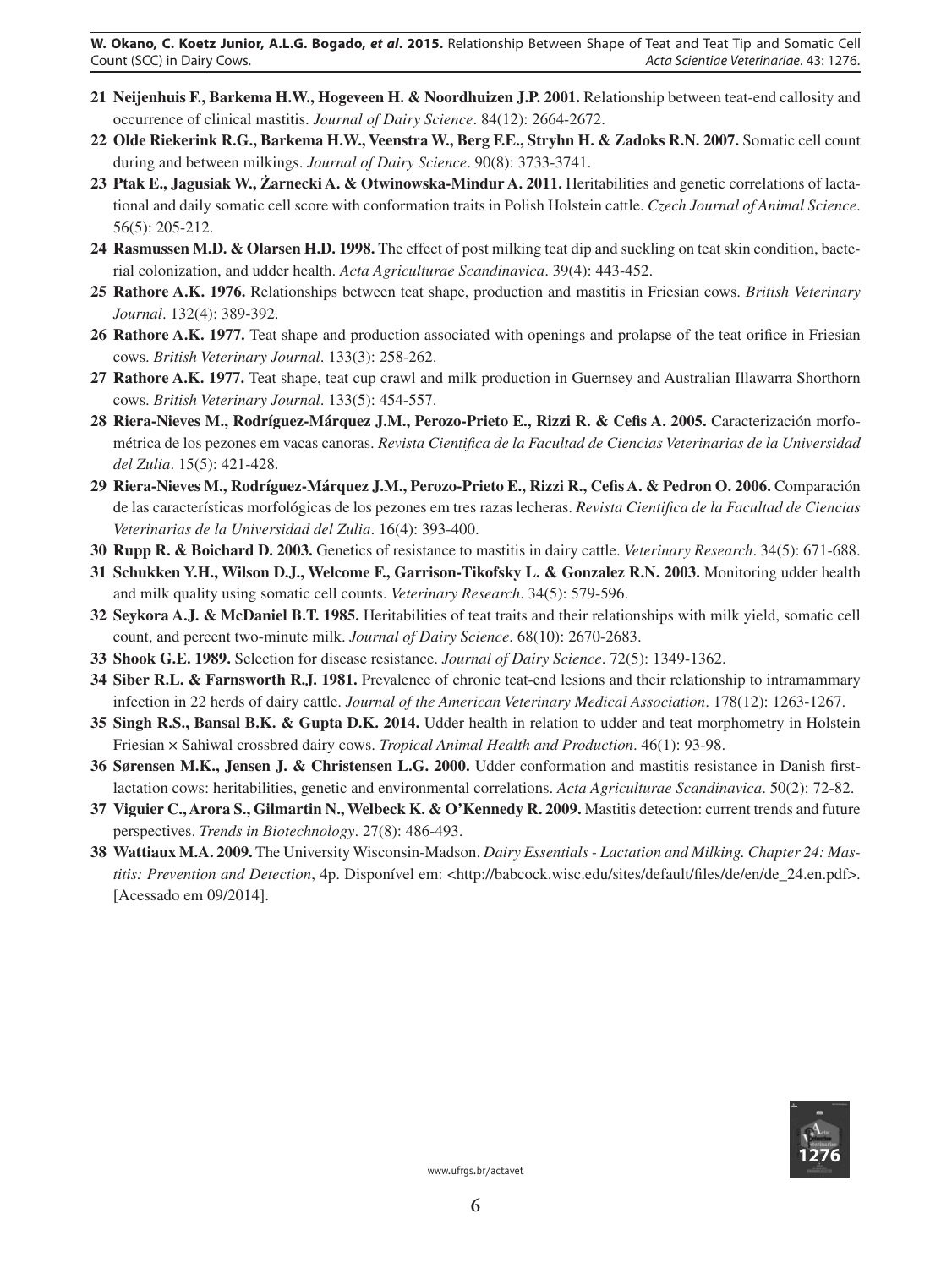**21 Neijenhuis F., Barkema H.W., Hogeveen H. & Noordhuizen J.P. 2001.** Relationship between teat-end callosity and occurrence of clinical mastitis. *Journal of Dairy Science*. 84(12): 2664-2672.

**22 Olde Riekerink R.G., Barkema H.W., Veenstra W., Berg F.E., Stryhn H. & Zadoks R.N. 2007.** Somatic cell count during and between milkings. *Journal of Dairy Science*. 90(8): 3733-3741.

**23 Ptak E., Jagusiak W., Żarnecki A. & Otwinowska-Mindur A. 2011.** Heritabilities and genetic correlations of lactational and daily somatic cell score with conformation traits in Polish Holstein cattle. *Czech Journal of Animal Science*. 56(5): 205-212.

**24 Rasmussen M.D. & Olarsen H.D. 1998.** The effect of post milking teat dip and suckling on teat skin condition, bacterial colonization, and udder health. *Acta Agriculturae Scandinavica*. 39(4): 443-452.

**25 Rathore A.K. 1976.** Relationships between teat shape, production and mastitis in Friesian cows. *British Veterinary Journal*. 132(4): 389-392.

**26 Rathore A.K. 1977.** Teat shape and production associated with openings and prolapse of the teat orifice in Friesian cows. *British Veterinary Journal*. 133(3): 258-262.

**27 Rathore A.K. 1977.** Teat shape, teat cup crawl and milk production in Guernsey and Australian Illawarra Shorthorn cows. *British Veterinary Journal*. 133(5): 454-557.

**28 Riera-Nieves M., Rodríguez-Márquez J.M., Perozo-Prieto E., Rizzi R. & Cefis A. 2005.** Caracterización morfométrica de los pezones em vacas canoras. *Revista Cientifica de la Facultad de Ciencias Veterinarias de la Universidad del Zulia*. 15(5): 421-428.

**29 Riera-Nieves M., Rodríguez-Márquez J.M., Perozo-Prieto E., Rizzi R., Cefis A. & Pedron O. 2006.** Comparación de las características morfológicas de los pezones em tres razas lecheras. *Revista Cientifica de la Facultad de Ciencias Veterinarias de la Universidad del Zulia*. 16(4): 393-400.

**30 Rupp R. & Boichard D. 2003.** Genetics of resistance to mastitis in dairy cattle. *Veterinary Research*. 34(5): 671-688.

**31 Schukken Y.H., Wilson D.J., Welcome F., Garrison-Tikofsky L. & Gonzalez R.N. 2003.** Monitoring udder health and milk quality using somatic cell counts. *Veterinary Research*. 34(5): 579-596.

**32 Seykora A.J. & McDaniel B.T. 1985.** Heritabilities of teat traits and their relationships with milk yield, somatic cell count, and percent two-minute milk. *Journal of Dairy Science*. 68(10): 2670-2683.

**33 Shook G.E. 1989.** Selection for disease resistance. *Journal of Dairy Science*. 72(5): 1349-1362.

**34 Siber R.L. & Farnsworth R.J. 1981.** Prevalence of chronic teat-end lesions and their relationship to intramammary infection in 22 herds of dairy cattle. *Journal of the American Veterinary Medical Association*. 178(12): 1263-1267.

**35 Singh R.S., Bansal B.K. & Gupta D.K. 2014.** Udder health in relation to udder and teat morphometry in Holstein Friesian × Sahiwal crossbred dairy cows. *Tropical Animal Health and Production*. 46(1): 93-98.

**36 Sørensen M.K., Jensen J. & Christensen L.G. 2000.** Udder conformation and mastitis resistance in Danish first-lactation cows: heritabilities, genetic and environmental correlations. *Acta Agriculturae Scandinavica*. 50(2): 72-82.

**37 Viguier C., Arora S., Gilmartin N., Welbeck K. & O'Kennedy R. 2009.** Mastitis detection: current trends and future perspectives. *Trends in Biotechnology*. 27(8): 486-493.

**38 Wattiaux M.A. 2009.** The University Wisconsin-Madson. *Dairy Essentials - Lactation and Milking. Chapter 24: Mastitis: Prevention and Detection*, 4p. Disponível em: <http://babcock.wisc.edu/sites/default/files/de/en/de_24.en.pdf>. [Acessado em 09/2014].